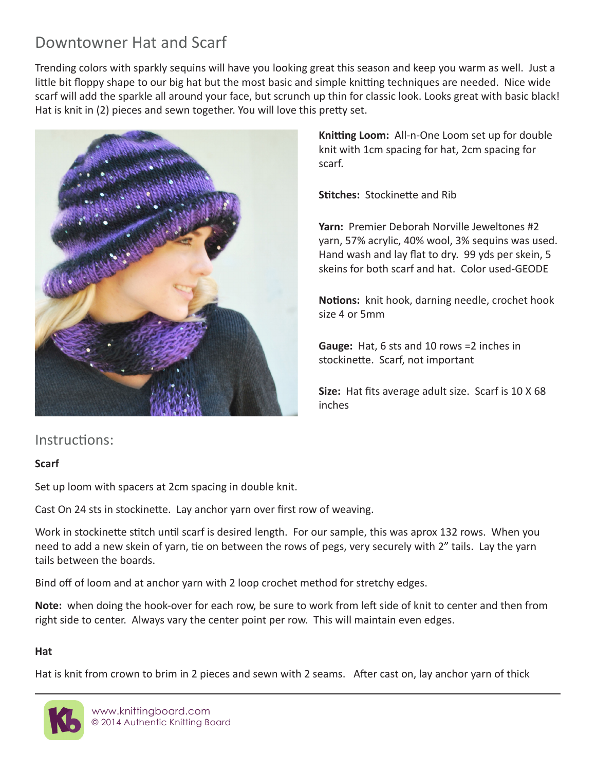# Downtowner Hat and Scarf

Trending colors with sparkly sequins will have you looking great this season and keep you warm as well. Just a little bit floppy shape to our big hat but the most basic and simple knitting techniques are needed. Nice wide scarf will add the sparkle all around your face, but scrunch up thin for classic look. Looks great with basic black! Hat is knit in (2) pieces and sewn together. You will love this pretty set.

**Knitting Loom:** All-n-One Loom set up for double knit with 1cm spacing for hat, 2cm spacing for scarf.

**Stitches:** Stockinette and Rib

**Yarn:** Premier Deborah Norville Jeweltones #2 yarn, 57% acrylic, 40% wool, 3% sequins was used. Hand wash and lay flat to dry. 99 yds per skein, 5 skeins for both scarf and hat. Color used-GEODE

**Notions:** knit hook, darning needle, crochet hook size 4 or 5mm

**Gauge:** Hat, 6 sts and 10 rows =2 inches in stockinette. Scarf, not important

**Size:** Hat fits average adult size. Scarf is 10 X 68 inches

## Instructions:

### Scarf

Set up loom with spacers at 2cm spacing in double knit.

Cast On 24 sts in stockinette. Lay anchor yarn over first row of weaving.

Work in stockinette stitch until scarf is desired length. For our sample, this was aprox 132 rows. When you need to add a new skein of yarn, tie on between the rows of pegs, very securely with 2" tails. Lay the yarn tails between the boards.

Bind off of loom and at anchor yarn with 2 loop crochet method for stretchy edges.

**Note:** when doing the hook-over for each row, be sure to work from left side of knit to center and then from right side to center. Always vary the center point per row. This will maintain even edges.

### Hat

Hat is knit from crown to brim in 2 pieces and sewn with 2 seams. After cast on, lay anchor yarn of thick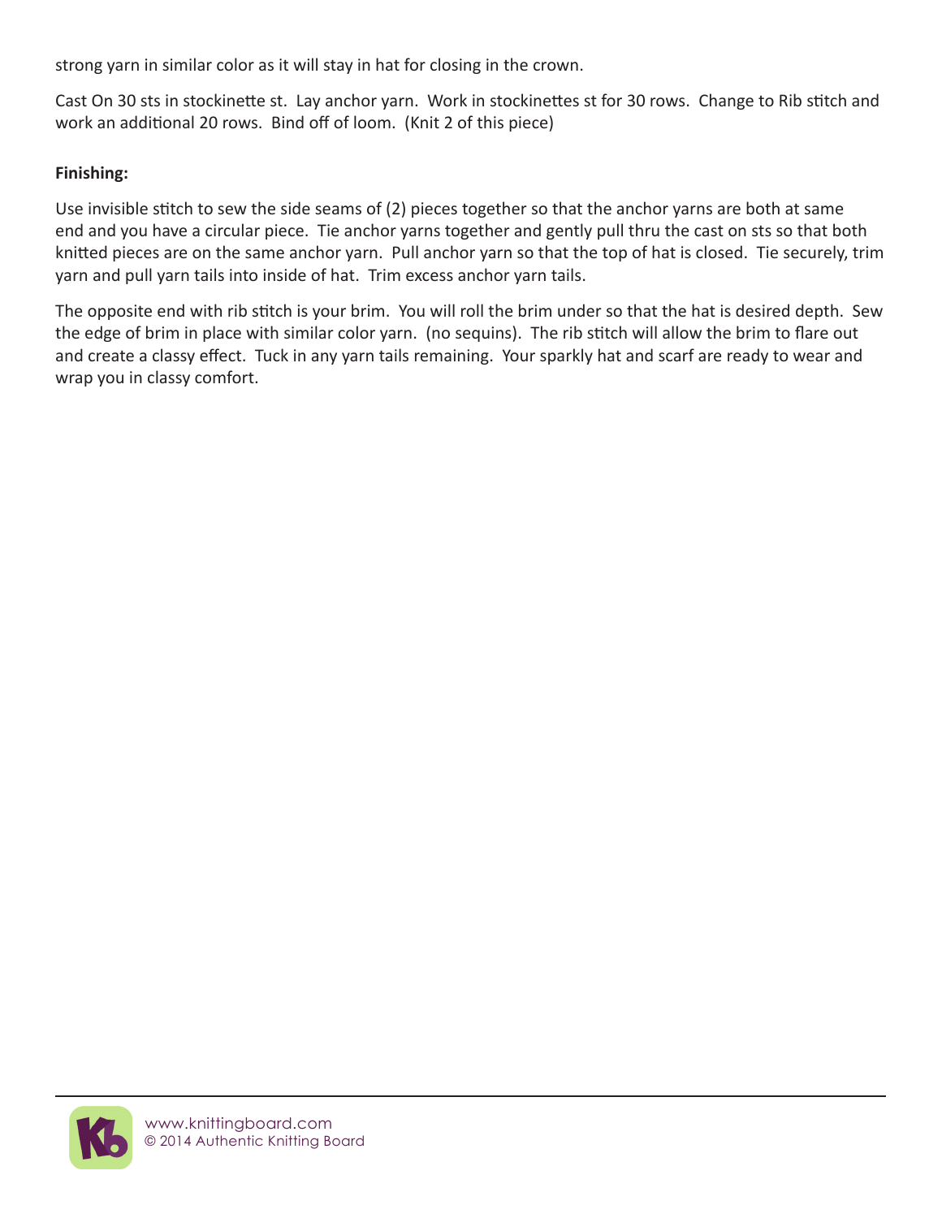strong yarn in similar color as it will stay in hat for closing in the crown.

Cast On 30 sts in stockinette st. Lay anchor yarn. Work in stockinettes st for 30 rows. Change to Rib stitch and work an additional 20 rows. Bind off of loom. (Knit 2 of this piece)

**Finishing:**

Use invisible stitch to sew the side seams of (2) pieces together so that the anchor yarns are both at same end and you have a circular piece. Tie anchor yarns together and gently pull thru the cast on sts so that both knitted pieces are on the same anchor yarn. Pull anchor yarn so that the top of hat is closed. Tie securely, trim yarn and pull yarn tails into inside of hat. Trim excess anchor yarn tails.

The opposite end with rib stitch is your brim. You will roll the brim under so that the hat is desired depth. Sew the edge of brim in place with similar color yarn. (no sequins). The rib stitch will allow the brim to flare out and create a classy effect. Tuck in any yarn tails remaining. Your sparkly hat and scarf are ready to wear and wrap you in classy comfort.